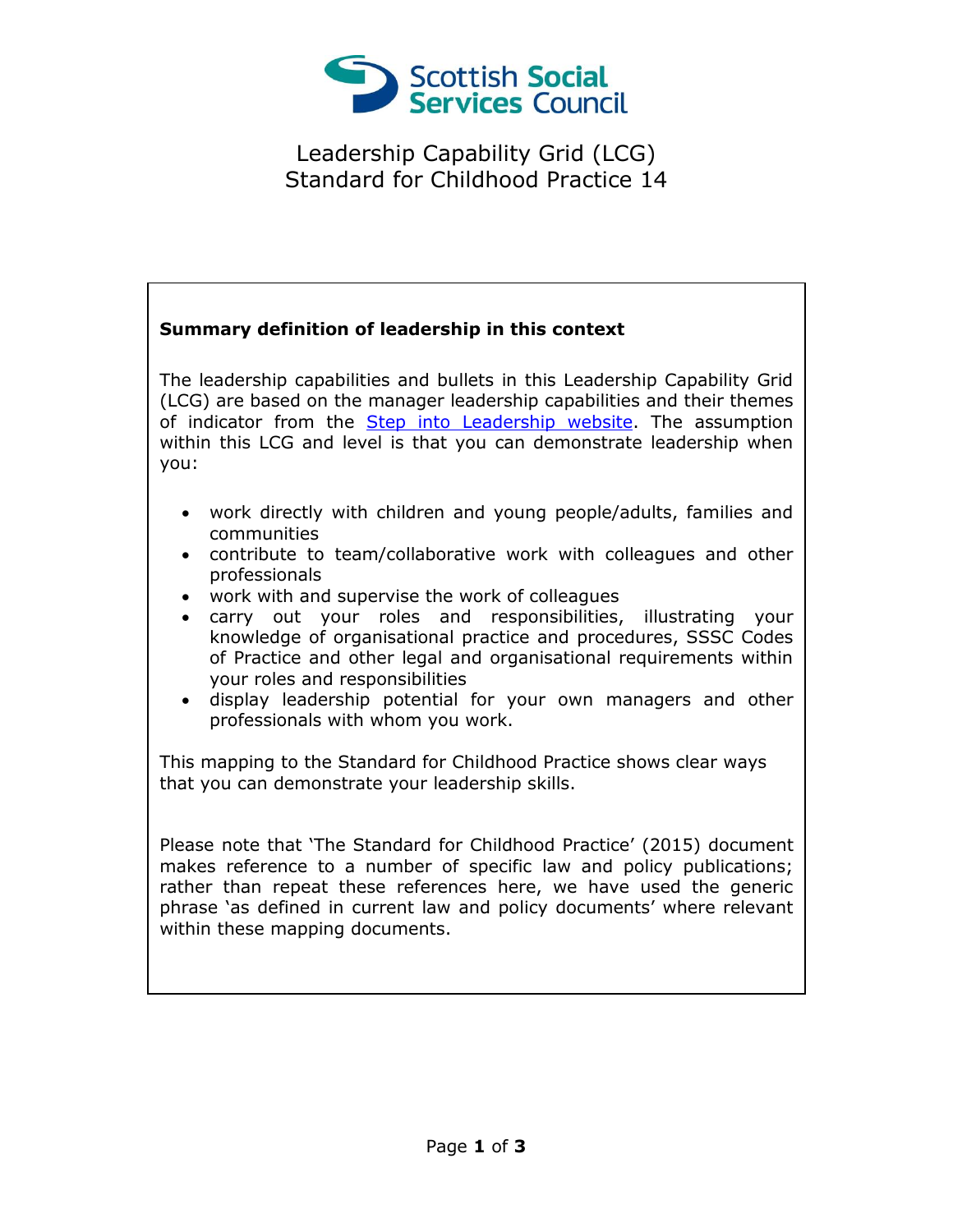# Leadership Capability Grid (LCG)
# Standard for Childhood Practice 14

**Summary definition of leadership in this context**

The leadership capabilities and bullets in this Leadership Capability Grid (LCG) are based on the manager leadership capabilities and their themes of indicator from the Step into Leadership website. The assumption within this LCG and level is that you can demonstrate leadership when you:

- work directly with children and young people/adults, families and communities
- contribute to team/collaborative work with colleagues and other professionals
- work with and supervise the work of colleagues
- carry out your roles and responsibilities, illustrating your knowledge of organisational practice and procedures, SSSC Codes of Practice and other legal and organisational requirements within your roles and responsibilities
- display leadership potential for your own managers and other professionals with whom you work.

This mapping to the Standard for Childhood Practice shows clear ways that you can demonstrate your leadership skills.

Please note that 'The Standard for Childhood Practice' (2015) document makes reference to a number of specific law and policy publications; rather than repeat these references here, we have used the generic phrase 'as defined in current law and policy documents' where relevant within these mapping documents.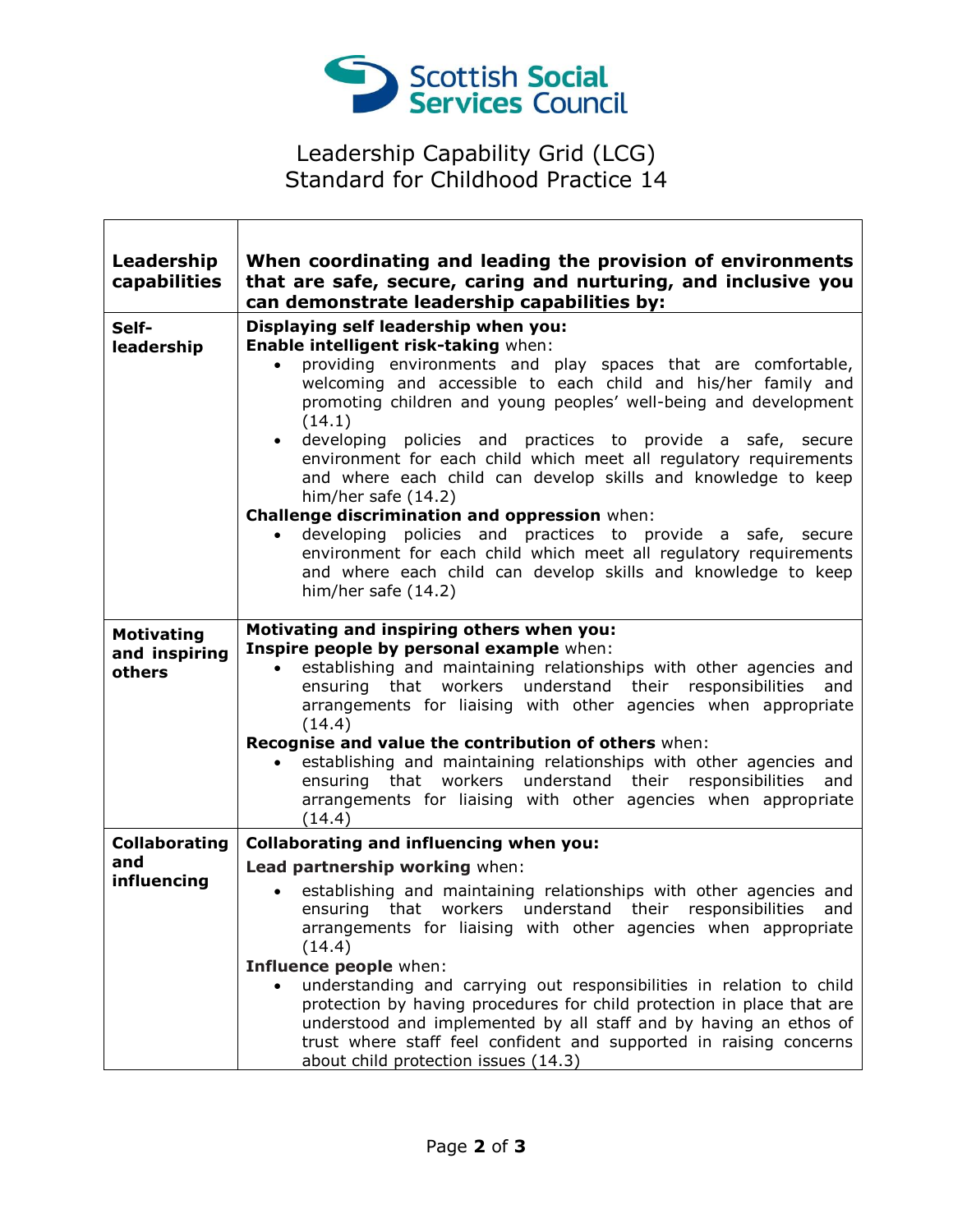Scottish Social Services Council

# Leadership Capability Grid (LCG)
## Standard for Childhood Practice 14

| **Leadership capabilities** | **When coordinating and leading the provision of environments that are safe, secure, caring and nurturing, and inclusive you can demonstrate leadership capabilities by:** |
|---|---|
| **Self-leadership** | **Displaying self leadership when you:**<br>**Enable intelligent risk-taking** when:<br>• providing environments and play spaces that are comfortable, welcoming and accessible to each child and his/her family and promoting children and young peoples' well-being and development (14.1)<br>• developing policies and practices to provide a safe, secure environment for each child which meet all regulatory requirements and where each child can develop skills and knowledge to keep him/her safe (14.2)<br>**Challenge discrimination and oppression** when:<br>• developing policies and practices to provide a safe, secure environment for each child which meet all regulatory requirements and where each child can develop skills and knowledge to keep him/her safe (14.2) |
| **Motivating and inspiring others** | **Motivating and inspiring others when you:**<br>**Inspire people by personal example** when:<br>• establishing and maintaining relationships with other agencies and ensuring that workers understand their responsibilities and arrangements for liaising with other agencies when appropriate (14.4)<br>**Recognise and value the contribution of others** when:<br>• establishing and maintaining relationships with other agencies and ensuring that workers understand their responsibilities and arrangements for liaising with other agencies when appropriate (14.4) |
| **Collaborating and influencing** | **Collaborating and influencing when you:**<br>**Lead partnership working** when:<br>• establishing and maintaining relationships with other agencies and ensuring that workers understand their responsibilities and arrangements for liaising with other agencies when appropriate (14.4)<br>**Influence people** when:<br>• understanding and carrying out responsibilities in relation to child protection by having procedures for child protection in place that are understood and implemented by all staff and by having an ethos of trust where staff feel confident and supported in raising concerns about child protection issues (14.3) |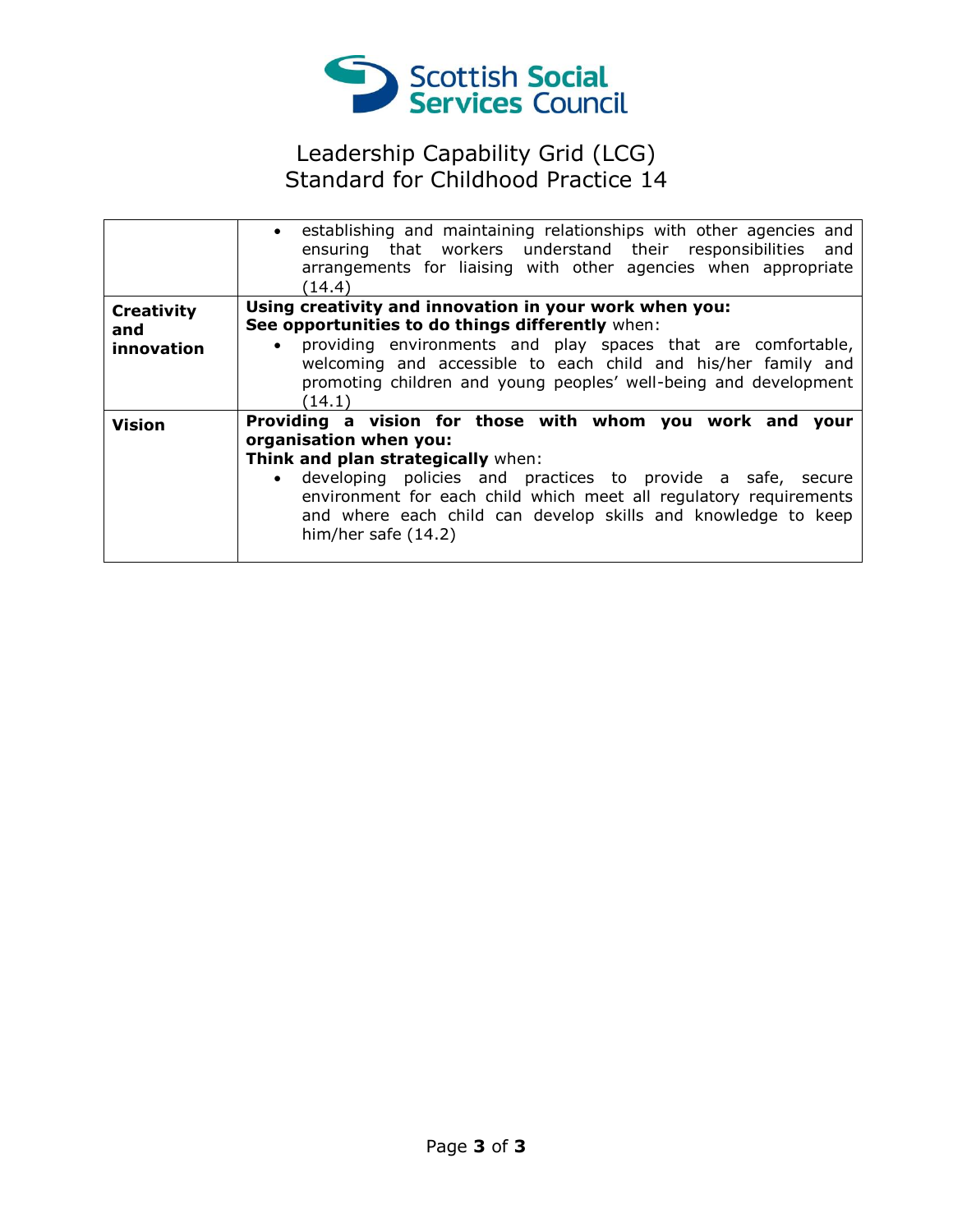# Leadership Capability Grid (LCG)
## Standard for Childhood Practice 14

| | |
|---|---|
| | • establishing and maintaining relationships with other agencies and ensuring that workers understand their responsibilities and arrangements for liaising with other agencies when appropriate (14.4) |
| **Creativity and innovation** | **Using creativity and innovation in your work when you:** <br> **See opportunities to do things differently** when: <br> • providing environments and play spaces that are comfortable, welcoming and accessible to each child and his/her family and promoting children and young peoples' well-being and development (14.1) |
| **Vision** | **Providing a vision for those with whom you work and your organisation when you:** <br> **Think and plan strategically** when: <br> • developing policies and practices to provide a safe, secure environment for each child which meet all regulatory requirements and where each child can develop skills and knowledge to keep him/her safe (14.2) |